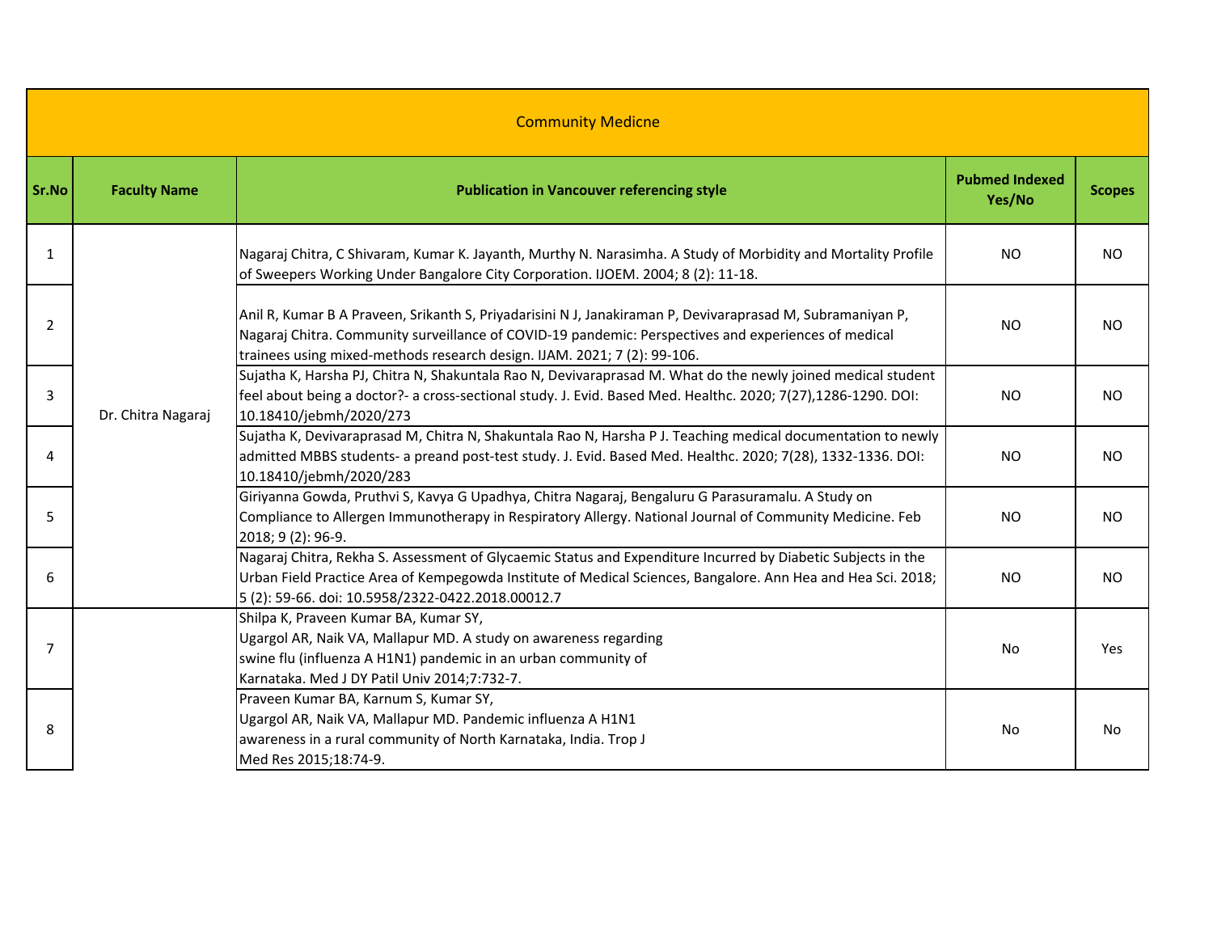| Community Medicne | | | | |
|---|---|---|---|---|
| **Sr.No** | **Faculty Name** | **Publication in Vancouver referencing style** | **Pubmed Indexed Yes/No** | **Scopes** |
| 1 | Dr. Chitra Nagaraj | Nagaraj Chitra, C Shivaram, Kumar K. Jayanth, Murthy N. Narasimha. A Study of Morbidity and Mortality Profile of Sweepers Working Under Bangalore City Corporation. IJOEM. 2004; 8 (2): 11-18. | NO | NO |
| 2 | | Anil R, Kumar B A Praveen, Srikanth S, Priyadarisini N J, Janakiraman P, Devivaraprasad M, Subramaniyan P, Nagaraj Chitra. Community surveillance of COVID-19 pandemic: Perspectives and experiences of medical trainees using mixed-methods research design. IJAM. 2021; 7 (2): 99-106. | NO | NO |
| 3 | | Sujatha K, Harsha PJ, Chitra N, Shakuntala Rao N, Devivaraprasad M. What do the newly joined medical student feel about being a doctor?- a cross-sectional study. J. Evid. Based Med. Healthc. 2020; 7(27),1286-1290. DOI: 10.18410/jebmh/2020/273 | NO | NO |
| 4 | | Sujatha K, Devivaraprasad M, Chitra N, Shakuntala Rao N, Harsha P J. Teaching medical documentation to newly admitted MBBS students- a preand post-test study. J. Evid. Based Med. Healthc. 2020; 7(28), 1332-1336. DOI: 10.18410/jebmh/2020/283 | NO | NO |
| 5 | | Giriyanna Gowda, Pruthvi S, Kavya G Upadhya, Chitra Nagaraj, Bengaluru G Parasuramalu. A Study on Compliance to Allergen Immunotherapy in Respiratory Allergy. National Journal of Community Medicine. Feb 2018; 9 (2): 96-9. | NO | NO |
| 6 | | Nagaraj Chitra, Rekha S. Assessment of Glycaemic Status and Expenditure Incurred by Diabetic Subjects in the Urban Field Practice Area of Kempegowda Institute of Medical Sciences, Bangalore. Ann Hea and Hea Sci. 2018; 5 (2): 59-66. doi: 10.5958/2322-0422.2018.00012.7 | NO | NO |
| 7 | | Shilpa K, Praveen Kumar BA, Kumar SY, Ugargol AR, Naik VA, Mallapur MD. A study on awareness regarding swine flu (influenza A H1N1) pandemic in an urban community of Karnataka. Med J DY Patil Univ 2014;7:732-7. | No | Yes |
| 8 | | Praveen Kumar BA, Karnum S, Kumar SY, Ugargol AR, Naik VA, Mallapur MD. Pandemic influenza A H1N1 awareness in a rural community of North Karnataka, India. Trop J Med Res 2015;18:74-9. | No | No |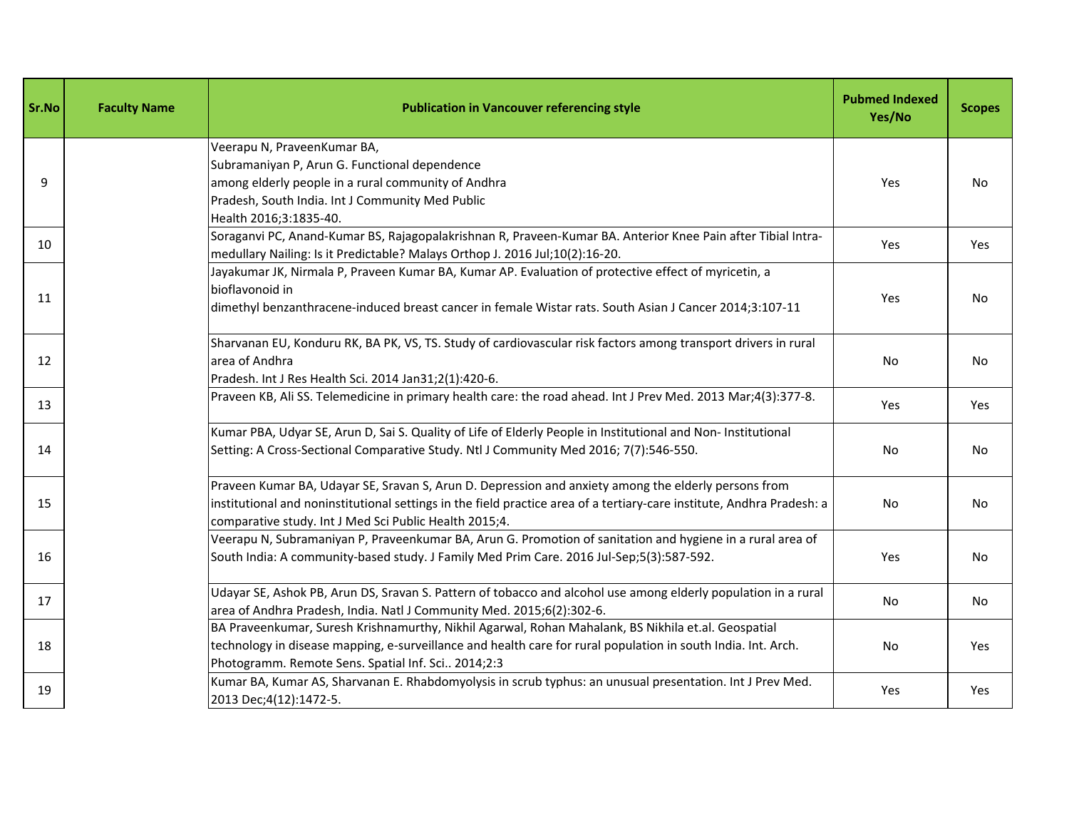| Sr.No | Faculty Name | Publication in Vancouver referencing style | Pubmed Indexed Yes/No | Scopes |
|---|---|---|---|---|
| 9 | | Veerapu N, PraveenKumar BA, Subramaniyan P, Arun G. Functional dependence among elderly people in a rural community of Andhra Pradesh, South India. Int J Community Med Public Health 2016;3:1835-40. | Yes | No |
| 10 | | Soraganvi PC, Anand-Kumar BS, Rajagopalakrishnan R, Praveen-Kumar BA. Anterior Knee Pain after Tibial Intra-medullary Nailing: Is it Predictable? Malays Orthop J. 2016 Jul;10(2):16-20. | Yes | Yes |
| 11 | | Jayakumar JK, Nirmala P, Praveen Kumar BA, Kumar AP. Evaluation of protective effect of myricetin, a bioflavonoid in dimethyl benzanthracene-induced breast cancer in female Wistar rats. South Asian J Cancer 2014;3:107-11 | Yes | No |
| 12 | | Sharvanan EU, Konduru RK, BA PK, VS, TS. Study of cardiovascular risk factors among transport drivers in rural area of Andhra Pradesh. Int J Res Health Sci. 2014 Jan31;2(1):420-6. | No | No |
| 13 | | Praveen KB, Ali SS. Telemedicine in primary health care: the road ahead. Int J Prev Med. 2013 Mar;4(3):377-8. | Yes | Yes |
| 14 | | Kumar PBA, Udyar SE, Arun D, Sai S. Quality of Life of Elderly People in Institutional and Non- Institutional Setting: A Cross-Sectional Comparative Study. Ntl J Community Med 2016; 7(7):546-550. | No | No |
| 15 | | Praveen Kumar BA, Udayar SE, Sravan S, Arun D. Depression and anxiety among the elderly persons from institutional and noninstitutional settings in the field practice area of a tertiary-care institute, Andhra Pradesh: a comparative study. Int J Med Sci Public Health 2015;4. | No | No |
| 16 | | Veerapu N, Subramaniyan P, Praveenkumar BA, Arun G. Promotion of sanitation and hygiene in a rural area of South India: A community-based study. J Family Med Prim Care. 2016 Jul-Sep;5(3):587-592. | Yes | No |
| 17 | | Udayar SE, Ashok PB, Arun DS, Sravan S. Pattern of tobacco and alcohol use among elderly population in a rural area of Andhra Pradesh, India. Natl J Community Med. 2015;6(2):302-6. | No | No |
| 18 | | BA Praveenkumar, Suresh Krishnamurthy, Nikhil Agarwal, Rohan Mahalank, BS Nikhila et.al. Geospatial technology in disease mapping, e-surveillance and health care for rural population in south India. Int. Arch. Photogramm. Remote Sens. Spatial Inf. Sci.. 2014;2:3 | No | Yes |
| 19 | | Kumar BA, Kumar AS, Sharvanan E. Rhabdomyolysis in scrub typhus: an unusual presentation. Int J Prev Med. 2013 Dec;4(12):1472-5. | Yes | Yes |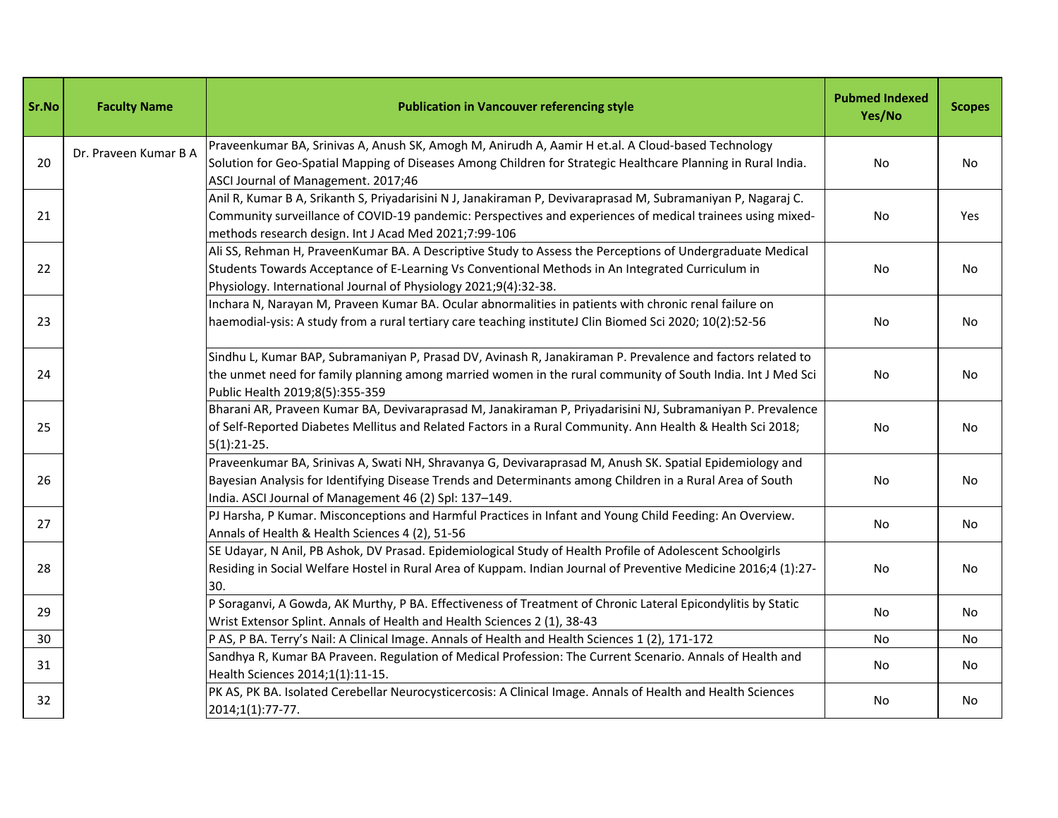| Sr.No | Faculty Name | Publication in Vancouver referencing style | Pubmed Indexed Yes/No | Scopes |
|---|---|---|---|---|
| 20 | Dr. Praveen Kumar B A | Praveenkumar BA, Srinivas A, Anush SK, Amogh M, Anirudh A, Aamir H et.al. A Cloud-based Technology Solution for Geo-Spatial Mapping of Diseases Among Children for Strategic Healthcare Planning in Rural India. ASCI Journal of Management. 2017;46 | No | No |
| 21 | | Anil R, Kumar B A, Srikanth S, Priyadarisini N J, Janakiraman P, Devivaraprasad M, Subramaniyan P, Nagaraj C. Community surveillance of COVID-19 pandemic: Perspectives and experiences of medical trainees using mixed-methods research design. Int J Acad Med 2021;7:99-106 | No | Yes |
| 22 | | Ali SS, Rehman H, PraveenKumar BA. A Descriptive Study to Assess the Perceptions of Undergraduate Medical Students Towards Acceptance of E-Learning Vs Conventional Methods in An Integrated Curriculum in Physiology. International Journal of Physiology 2021;9(4):32-38. | No | No |
| 23 | | Inchara N, Narayan M, Praveen Kumar BA. Ocular abnormalities in patients with chronic renal failure on haemodial-ysis: A study from a rural tertiary care teaching instituteJ Clin Biomed Sci 2020; 10(2):52-56 | No | No |
| 24 | | Sindhu L, Kumar BAP, Subramaniyan P, Prasad DV, Avinash R, Janakiraman P. Prevalence and factors related to the unmet need for family planning among married women in the rural community of South India. Int J Med Sci Public Health 2019;8(5):355-359 | No | No |
| 25 | | Bharani AR, Praveen Kumar BA, Devivaraprasad M, Janakiraman P, Priyadarisini NJ, Subramaniyan P. Prevalence of Self-Reported Diabetes Mellitus and Related Factors in a Rural Community. Ann Health & Health Sci 2018; 5(1):21-25. | No | No |
| 26 | | Praveenkumar BA, Srinivas A, Swati NH, Shravanya G, Devivaraprasad M, Anush SK. Spatial Epidemiology and Bayesian Analysis for Identifying Disease Trends and Determinants among Children in a Rural Area of South India. ASCI Journal of Management 46 (2) Spl: 137–149. | No | No |
| 27 | | PJ Harsha, P Kumar. Misconceptions and Harmful Practices in Infant and Young Child Feeding: An Overview. Annals of Health & Health Sciences 4 (2), 51-56 | No | No |
| 28 | | SE Udayar, N Anil, PB Ashok, DV Prasad. Epidemiological Study of Health Profile of Adolescent Schoolgirls Residing in Social Welfare Hostel in Rural Area of Kuppam. Indian Journal of Preventive Medicine 2016;4 (1):27-30. | No | No |
| 29 | | P Soraganvi, A Gowda, AK Murthy, P BA. Effectiveness of Treatment of Chronic Lateral Epicondylitis by Static Wrist Extensor Splint. Annals of Health and Health Sciences 2 (1), 38-43 | No | No |
| 30 | | P AS, P BA. Terry's Nail: A Clinical Image. Annals of Health and Health Sciences 1 (2), 171-172 | No | No |
| 31 | | Sandhya R, Kumar BA Praveen. Regulation of Medical Profession: The Current Scenario. Annals of Health and Health Sciences 2014;1(1):11-15. | No | No |
| 32 | | PK AS, PK BA. Isolated Cerebellar Neurocysticercosis: A Clinical Image. Annals of Health and Health Sciences 2014;1(1):77-77. | No | No |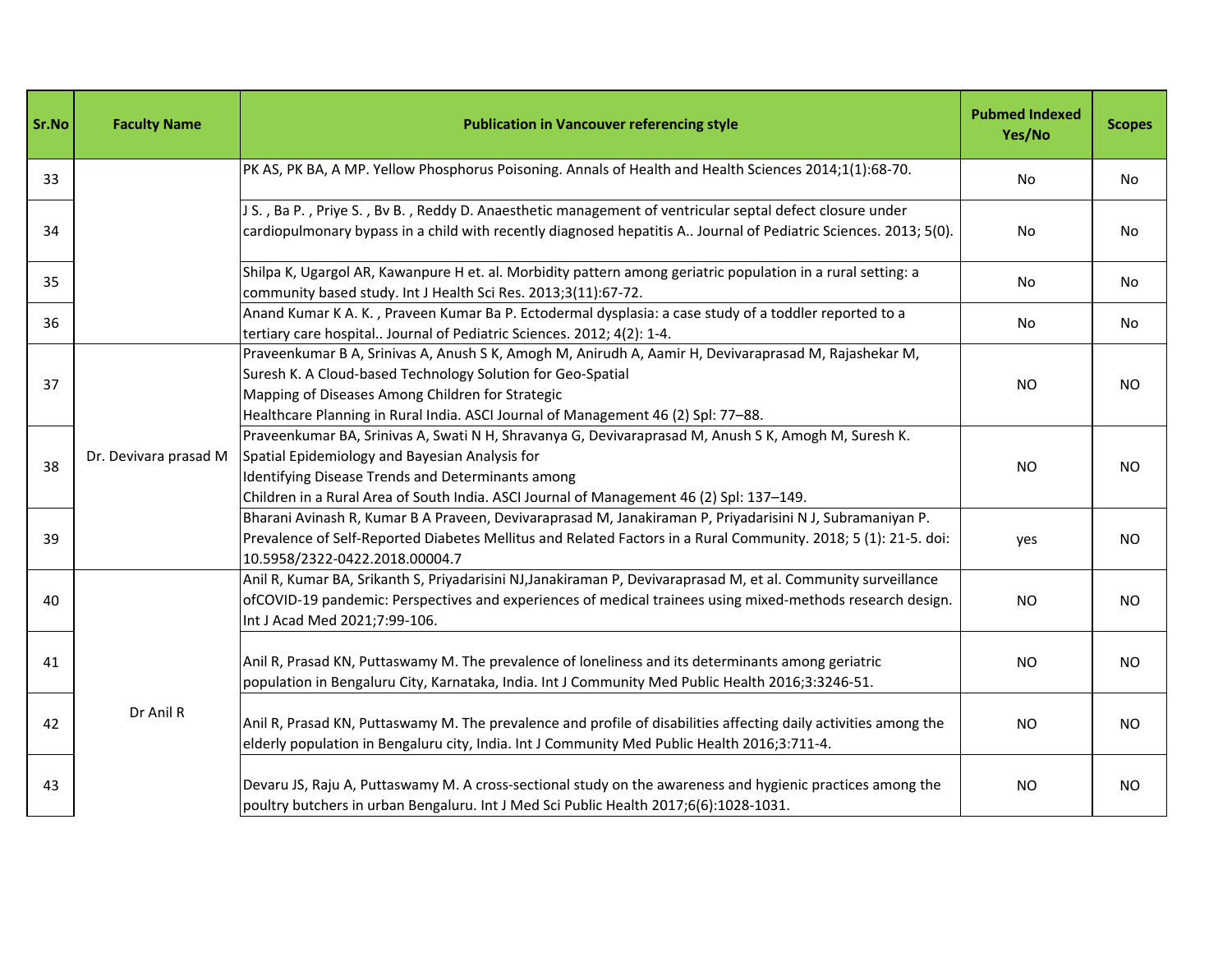| Sr.No | Faculty Name | Publication in Vancouver referencing style | Pubmed Indexed Yes/No | Scopes |
|---|---|---|---|---|
| 33 | | PK AS, PK BA, A MP. Yellow Phosphorus Poisoning. Annals of Health and Health Sciences 2014;1(1):68-70. | No | No |
| 34 | | J S. , Ba P. , Priye S. , Bv B. , Reddy D. Anaesthetic management of ventricular septal defect closure under cardiopulmonary bypass in a child with recently diagnosed hepatitis A.. Journal of Pediatric Sciences. 2013; 5(0). | No | No |
| 35 | | Shilpa K, Ugargol AR, Kawanpure H et. al. Morbidity pattern among geriatric population in a rural setting: a community based study. Int J Health Sci Res. 2013;3(11):67-72. | No | No |
| 36 | | Anand Kumar K A. K. , Praveen Kumar Ba P. Ectodermal dysplasia: a case study of a toddler reported to a tertiary care hospital.. Journal of Pediatric Sciences. 2012; 4(2): 1-4. | No | No |
| 37 | Dr. Devivara prasad M | Praveenkumar B A, Srinivas A, Anush S K, Amogh M, Anirudh A, Aamir H, Devivaraprasad M, Rajashekar M, Suresh K. A Cloud-based Technology Solution for Geo-Spatial Mapping of Diseases Among Children for Strategic Healthcare Planning in Rural India. ASCI Journal of Management 46 (2) Spl: 77–88. | NO | NO |
| 38 | Dr. Devivara prasad M | Praveenkumar BA, Srinivas A, Swati N H, Shravanya G, Devivaraprasad M, Anush S K, Amogh M, Suresh K. Spatial Epidemiology and Bayesian Analysis for Identifying Disease Trends and Determinants among Children in a Rural Area of South India. ASCI Journal of Management 46 (2) Spl: 137–149. | NO | NO |
| 39 | Dr. Devivara prasad M | Bharani Avinash R, Kumar B A Praveen, Devivaraprasad M, Janakiraman P, Priyadarisini N J, Subramaniyan P. Prevalence of Self-Reported Diabetes Mellitus and Related Factors in a Rural Community. 2018; 5 (1): 21-5. doi: 10.5958/2322-0422.2018.00004.7 | yes | NO |
| 40 | Dr Anil R | Anil R, Kumar BA, Srikanth S, Priyadarisini NJ,Janakiraman P, Devivaraprasad M, et al. Community surveillance ofCOVID-19 pandemic: Perspectives and experiences of medical trainees using mixed-methods research design. Int J Acad Med 2021;7:99-106. | NO | NO |
| 41 | Dr Anil R | Anil R, Prasad KN, Puttaswamy M. The prevalence of loneliness and its determinants among geriatric population in Bengaluru City, Karnataka, India. Int J Community Med Public Health 2016;3:3246-51. | NO | NO |
| 42 | Dr Anil R | Anil R, Prasad KN, Puttaswamy M. The prevalence and profile of disabilities affecting daily activities among the elderly population in Bengaluru city, India. Int J Community Med Public Health 2016;3:711-4. | NO | NO |
| 43 | Dr Anil R | Devaru JS, Raju A, Puttaswamy M. A cross-sectional study on the awareness and hygienic practices among the poultry butchers in urban Bengaluru. Int J Med Sci Public Health 2017;6(6):1028-1031. | NO | NO |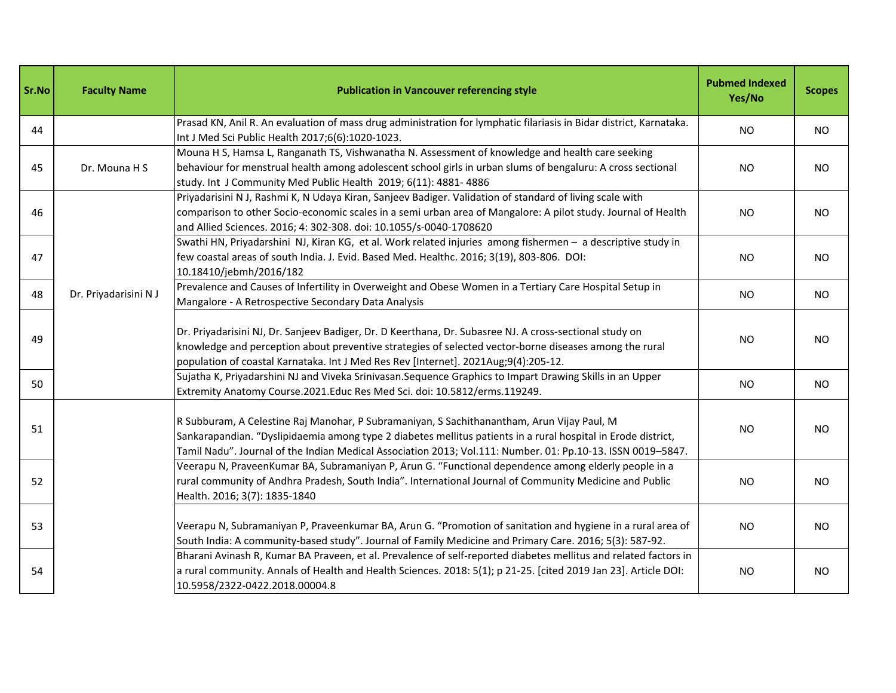| Sr.No | Faculty Name | Publication in Vancouver referencing style | Pubmed Indexed Yes/No | Scopes |
|---|---|---|---|---|
| 44 | | Prasad KN, Anil R. An evaluation of mass drug administration for lymphatic filariasis in Bidar district, Karnataka. Int J Med Sci Public Health 2017;6(6):1020-1023. | NO | NO |
| 45 | Dr. Mouna H S | Mouna H S, Hamsa L, Ranganath TS, Vishwanatha N. Assessment of knowledge and health care seeking behaviour for menstrual health among adolescent school girls in urban slums of bengaluru: A cross sectional study. Int J Community Med Public Health 2019; 6(11): 4881- 4886 | NO | NO |
| 46 | Dr. Priyadarisini N J | Priyadarisini N J, Rashmi K, N Udaya Kiran, Sanjeev Badiger. Validation of standard of living scale with comparison to other Socio-economic scales in a semi urban area of Mangalore: A pilot study. Journal of Health and Allied Sciences. 2016; 4: 302-308. doi: 10.1055/s-0040-1708620 | NO | NO |
| 47 | | Swathi HN, Priyadarshini NJ, Kiran KG, et al. Work related injuries among fishermen – a descriptive study in few coastal areas of south India. J. Evid. Based Med. Healthc. 2016; 3(19), 803-806. DOI: 10.18410/jebmh/2016/182 | NO | NO |
| 48 | | Prevalence and Causes of Infertility in Overweight and Obese Women in a Tertiary Care Hospital Setup in Mangalore - A Retrospective Secondary Data Analysis | NO | NO |
| 49 | | Dr. Priyadarisini NJ, Dr. Sanjeev Badiger, Dr. D Keerthana, Dr. Subasree NJ. A cross-sectional study on knowledge and perception about preventive strategies of selected vector-borne diseases among the rural population of coastal Karnataka. Int J Med Res Rev [Internet]. 2021Aug;9(4):205-12. | NO | NO |
| 50 | | Sujatha K, Priyadarshini NJ and Viveka Srinivasan.Sequence Graphics to Impart Drawing Skills in an Upper Extremity Anatomy Course.2021.Educ Res Med Sci. doi: 10.5812/erms.119249. | NO | NO |
| 51 | | R Subburam, A Celestine Raj Manohar, P Subramaniyan, S Sachithanantham, Arun Vijay Paul, M Sankarapandian. "Dyslipidaemia among type 2 diabetes mellitus patients in a rural hospital in Erode district, Tamil Nadu". Journal of the Indian Medical Association 2013; Vol.111: Number. 01: Pp.10-13. ISSN 0019–5847. | NO | NO |
| 52 | | Veerapu N, PraveenKumar BA, Subramaniyan P, Arun G. "Functional dependence among elderly people in a rural community of Andhra Pradesh, South India". International Journal of Community Medicine and Public Health. 2016; 3(7): 1835-1840 | NO | NO |
| 53 | | Veerapu N, Subramaniyan P, Praveenkumar BA, Arun G. "Promotion of sanitation and hygiene in a rural area of South India: A community-based study". Journal of Family Medicine and Primary Care. 2016; 5(3): 587-92. | NO | NO |
| 54 | | Bharani Avinash R, Kumar BA Praveen, et al. Prevalence of self-reported diabetes mellitus and related factors in a rural community. Annals of Health and Health Sciences. 2018: 5(1); p 21-25. [cited 2019 Jan 23]. Article DOI: 10.5958/2322-0422.2018.00004.8 | NO | NO |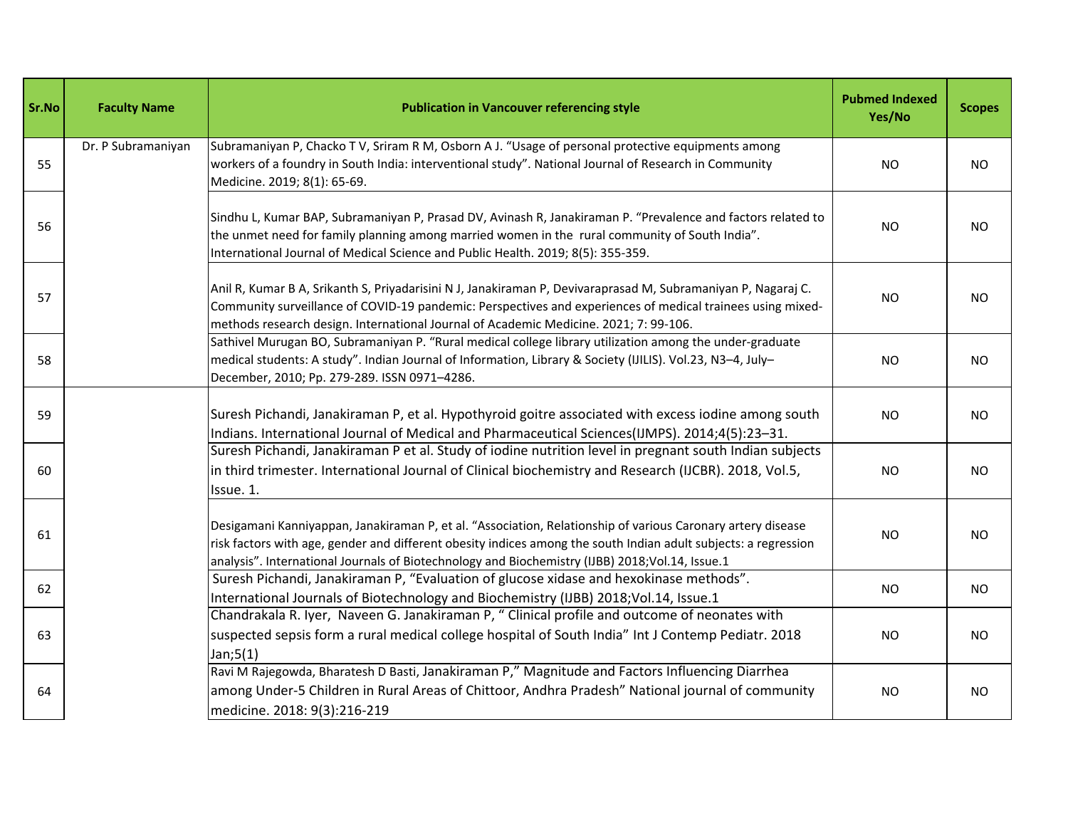| Sr.No | Faculty Name | Publication in Vancouver referencing style | Pubmed Indexed Yes/No | Scopes |
|---|---|---|---|---|
| 55 | Dr. P Subramaniyan | Subramaniyan P, Chacko T V, Sriram R M, Osborn A J. "Usage of personal protective equipments among workers of a foundry in South India: interventional study". National Journal of Research in Community Medicine. 2019; 8(1): 65-69. | NO | NO |
| 56 | | Sindhu L, Kumar BAP, Subramaniyan P, Prasad DV, Avinash R, Janakiraman P. "Prevalence and factors related to the unmet need for family planning among married women in the rural community of South India". International Journal of Medical Science and Public Health. 2019; 8(5): 355-359. | NO | NO |
| 57 | | Anil R, Kumar B A, Srikanth S, Priyadarisini N J, Janakiraman P, Devivaraprasad M, Subramaniyan P, Nagaraj C. Community surveillance of COVID-19 pandemic: Perspectives and experiences of medical trainees using mixed-methods research design. International Journal of Academic Medicine. 2021; 7: 99-106. | NO | NO |
| 58 | | Sathivel Murugan BO, Subramaniyan P. "Rural medical college library utilization among the under-graduate medical students: A study". Indian Journal of Information, Library & Society (IJILIS). Vol.23, N3–4, July–December, 2010; Pp. 279-289. ISSN 0971–4286. | NO | NO |
| 59 | | Suresh Pichandi, Janakiraman P, et al. Hypothyroid goitre associated with excess iodine among south Indians. International Journal of Medical and Pharmaceutical Sciences(IJMPS). 2014;4(5):23–31. | NO | NO |
| 60 | | Suresh Pichandi, Janakiraman P et al. Study of iodine nutrition level in pregnant south Indian subjects in third trimester. International Journal of Clinical biochemistry and Research (IJCBR). 2018, Vol.5, Issue. 1. | NO | NO |
| 61 | | Desigamani Kanniyappan, Janakiraman P, et al. "Association, Relationship of various Caronary artery disease risk factors with age, gender and different obesity indices among the south Indian adult subjects: a regression analysis". International Journals of Biotechnology and Biochemistry (IJBB) 2018;Vol.14, Issue.1 | NO | NO |
| 62 | | Suresh Pichandi, Janakiraman P, "Evaluation of glucose xidase and hexokinase methods". International Journals of Biotechnology and Biochemistry (IJBB) 2018;Vol.14, Issue.1 | NO | NO |
| 63 | | Chandrakala R. Iyer, Naveen G. Janakiraman P, " Clinical profile and outcome of neonates with suspected sepsis form a rural medical college hospital of South India" Int J Contemp Pediatr. 2018 Jan;5(1) | NO | NO |
| 64 | | Ravi M Rajegowda, Bharatesh D Basti, Janakiraman P," Magnitude and Factors Influencing Diarrhea among Under-5 Children in Rural Areas of Chittoor, Andhra Pradesh" National journal of community medicine. 2018: 9(3):216-219 | NO | NO |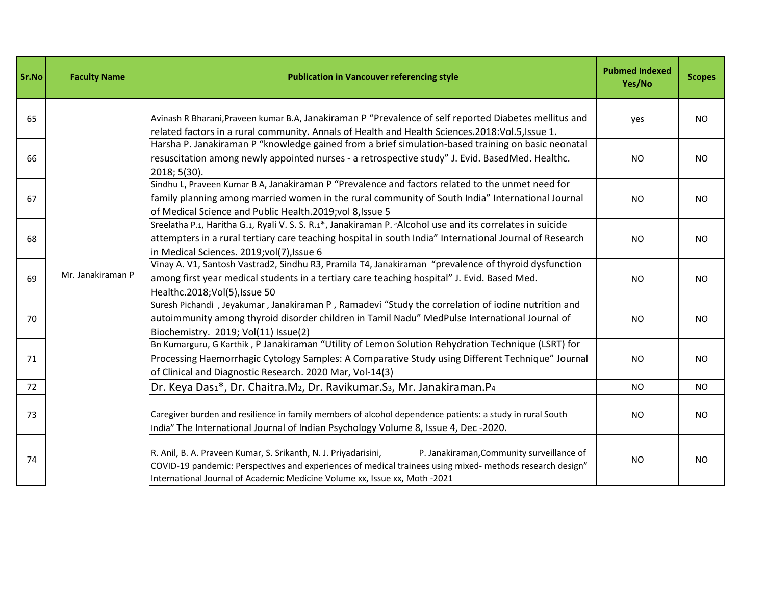| Sr.No | Faculty Name | Publication in Vancouver referencing style | Pubmed Indexed Yes/No | Scopes |
|---|---|---|---|---|
| 65 | Mr. Janakiraman P | Avinash R Bharani,Praveen kumar B.A, Janakiraman P "Prevalence of self reported Diabetes mellitus and related factors in a rural community. Annals of Health and Health Sciences.2018:Vol.5,Issue 1. | yes | NO |
| 66 | | Harsha P. Janakiraman P "knowledge gained from a brief simulation-based training on basic neonatal resuscitation among newly appointed nurses - a retrospective study" J. Evid. BasedMed. Healthc. 2018; 5(30). | NO | NO |
| 67 | | Sindhu L, Praveen Kumar B A, Janakiraman P "Prevalence and factors related to the unmet need for family planning among married women in the rural community of South India" International Journal of Medical Science and Public Health.2019;vol 8,Issue 5 | NO | NO |
| 68 | | Sreelatha P.1, Haritha G.1, Ryali V. S. S. R.1*, Janakiraman P. "Alcohol use and its correlates in suicide attempters in a rural tertiary care teaching hospital in south India" International Journal of Research in Medical Sciences. 2019;vol(7),Issue 6 | NO | NO |
| 69 | | Vinay A. V1, Santosh Vastrad2, Sindhu R3, Pramila T4, Janakiraman "prevalence of thyroid dysfunction among first year medical students in a tertiary care teaching hospital" J. Evid. Based Med. Healthc.2018;Vol(5),Issue 50 | NO | NO |
| 70 | | Suresh Pichandi , Jeyakumar , Janakiraman P , Ramadevi "Study the correlation of iodine nutrition and autoimmunity among thyroid disorder children in Tamil Nadu" MedPulse International Journal of Biochemistry. 2019; Vol(11) Issue(2) | NO | NO |
| 71 | | Bn Kumarguru, G Karthik , P Janakiraman "Utility of Lemon Solution Rehydration Technique (LSRT) for Processing Haemorrhagic Cytology Samples: A Comparative Study using Different Technique" Journal of Clinical and Diagnostic Research. 2020 Mar, Vol-14(3) | NO | NO |
| 72 | | Dr. Keya Das[1]*, Dr. Chaitra.M[2], Dr. Ravikumar.S[3], Mr. Janakiraman.P[4] | NO | NO |
| 73 | | Caregiver burden and resilience in family members of alcohol dependence patients: a study in rural South India" The International Journal of Indian Psychology Volume 8, Issue 4, Dec -2020. | NO | NO |
| 74 | | R. Anil, B. A. Praveen Kumar, S. Srikanth, N. J. Priyadarisini, P. Janakiraman,Community surveillance of COVID-19 pandemic: Perspectives and experiences of medical trainees using mixed- methods research design" International Journal of Academic Medicine Volume xx, Issue xx, Moth -2021 | NO | NO |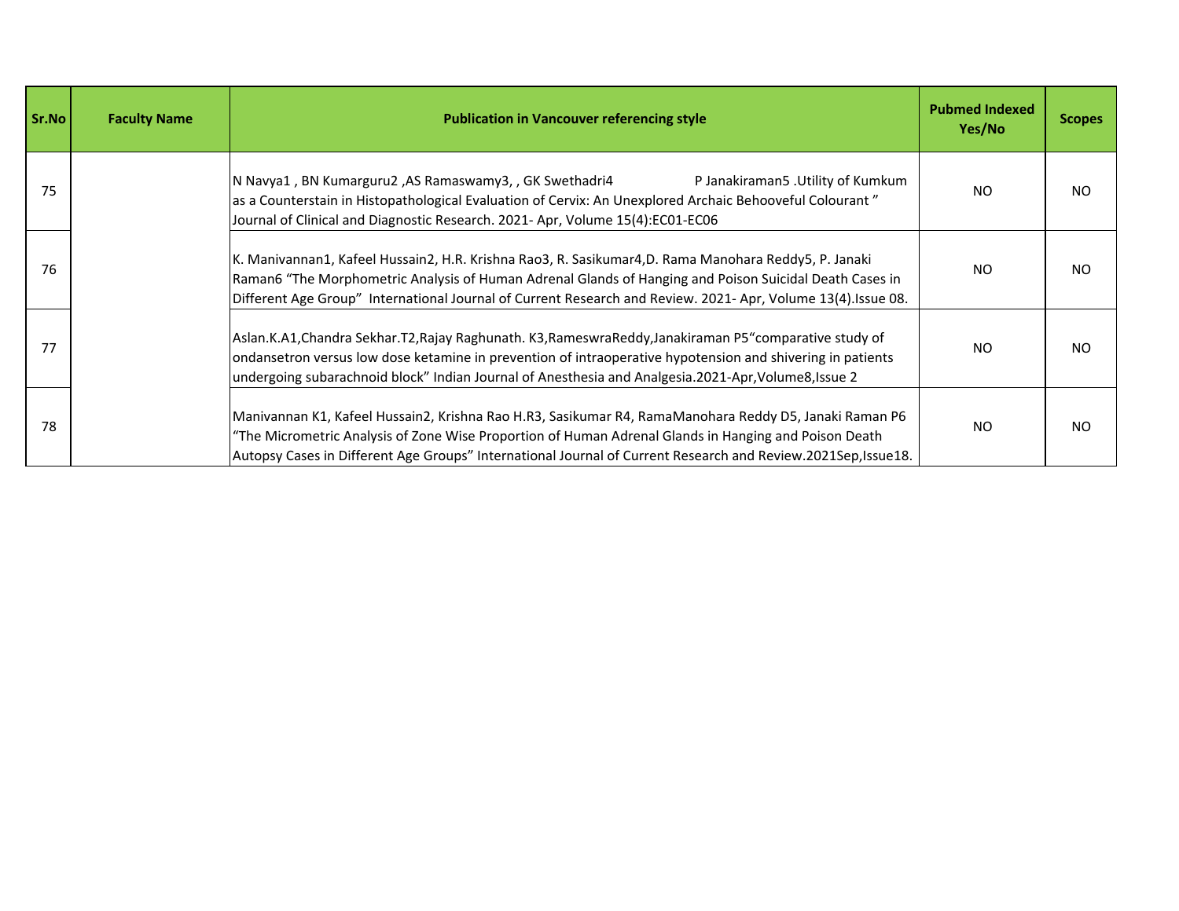| Sr.No | Faculty Name | Publication in Vancouver referencing style | Pubmed Indexed Yes/No | Scopes |
|---|---|---|---|---|
| 75 | | N Navya1 , BN Kumarguru2 ,AS Ramaswamy3, , GK Swethadri4 P Janakiraman5 .Utility of Kumkum as a Counterstain in Histopathological Evaluation of Cervix: An Unexplored Archaic Behooveful Colourant " Journal of Clinical and Diagnostic Research. 2021- Apr, Volume 15(4):EC01-EC06 | NO | NO |
| 76 | | K. Manivannan1, Kafeel Hussain2, H.R. Krishna Rao3, R. Sasikumar4,D. Rama Manohara Reddy5, P. Janaki Raman6 "The Morphometric Analysis of Human Adrenal Glands of Hanging and Poison Suicidal Death Cases in Different Age Group" International Journal of Current Research and Review. 2021- Apr, Volume 13(4).Issue 08. | NO | NO |
| 77 | | Aslan.K.A1,Chandra Sekhar.T2,Rajay Raghunath. K3,RameswraReddy,Janakiraman P5"comparative study of ondansetron versus low dose ketamine in prevention of intraoperative hypotension and shivering in patients undergoing subarachnoid block" Indian Journal of Anesthesia and Analgesia.2021-Apr,Volume8,Issue 2 | NO | NO |
| 78 | | Manivannan K1, Kafeel Hussain2, Krishna Rao H.R3, Sasikumar R4, RamaManohara Reddy D5, Janaki Raman P6 "The Micrometric Analysis of Zone Wise Proportion of Human Adrenal Glands in Hanging and Poison Death Autopsy Cases in Different Age Groups" International Journal of Current Research and Review.2021Sep,Issue18. | NO | NO |